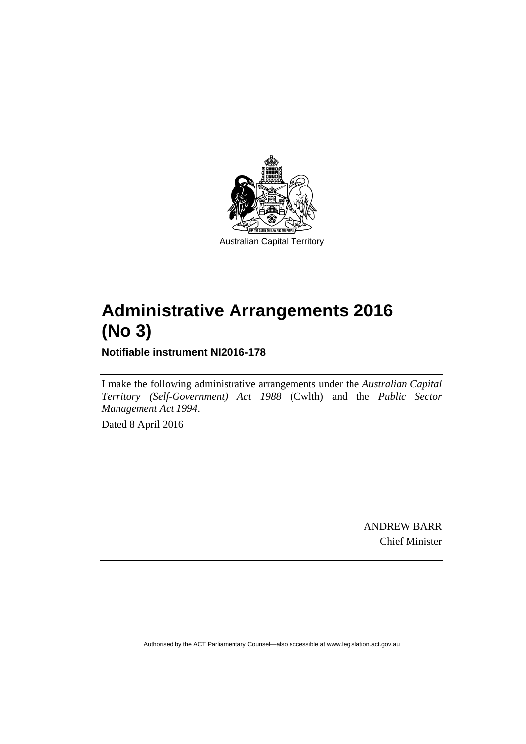Australian Capital Territory

# Administrative Arrangements 2016 (No 3)

**Notifiable instrument NI2016-178**

I make the following administrative arrangements under the *Australian Capital Territory (Self-Government) Act 1988* (Cwlth) and the *Public Sector Management Act 1994*.

Dated 8 April 2016

ANDREW BARR
Chief Minister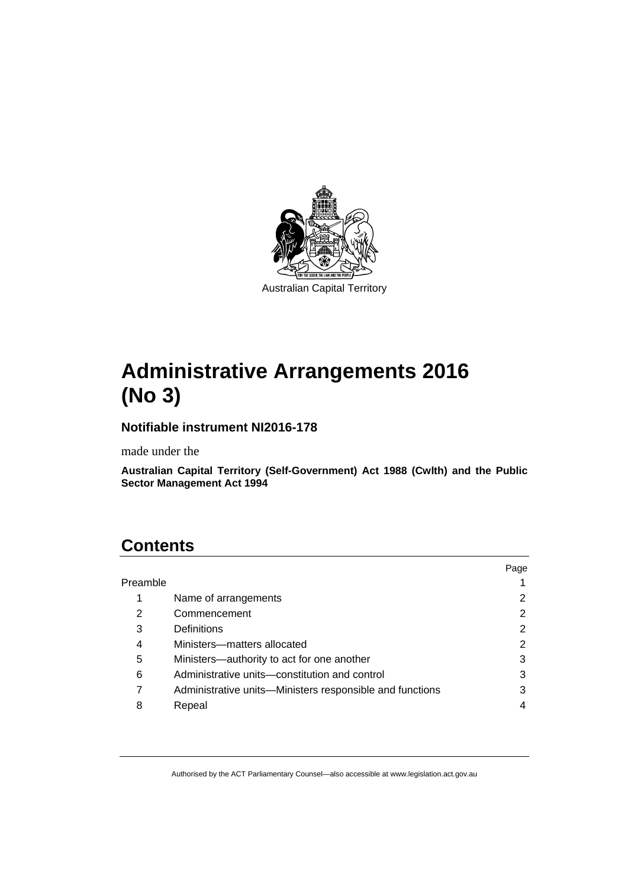Australian Capital Territory

# Administrative Arrangements 2016 (No 3)

### Notifiable instrument NI2016-178

made under the

**Australian Capital Territory (Self-Government) Act 1988 (Cwlth) and the Public Sector Management Act 1994**

## Contents

| | | Page |
|---|---|---|
| Preamble | | 1 |
| 1 | Name of arrangements | 2 |
| 2 | Commencement | 2 |
| 3 | Definitions | 2 |
| 4 | Ministers—matters allocated | 2 |
| 5 | Ministers—authority to act for one another | 3 |
| 6 | Administrative units—constitution and control | 3 |
| 7 | Administrative units—Ministers responsible and functions | 3 |
| 8 | Repeal | 4 |

Authorised by the ACT Parliamentary Counsel—also accessible at www.legislation.act.gov.au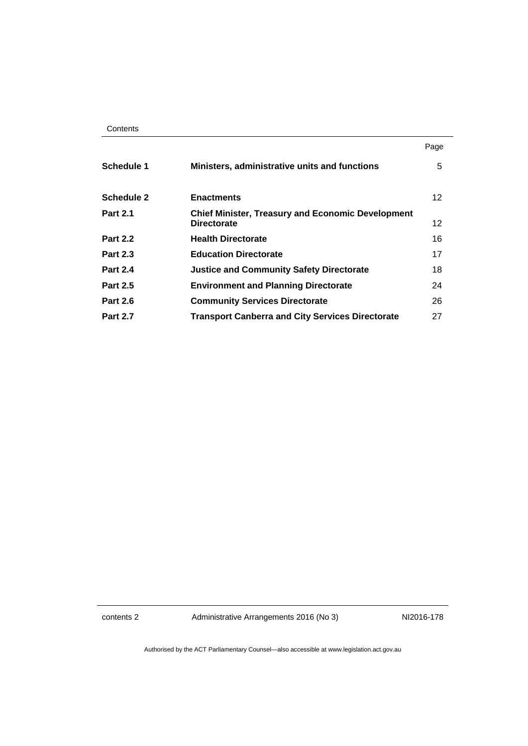| | | Page |
|---|---|---|
| **Schedule 1** | **Ministers, administrative units and functions** | 5 |
| **Schedule 2** | **Enactments** | 12 |
| **Part 2.1** | **Chief Minister, Treasury and Economic Development Directorate** | 12 |
| **Part 2.2** | **Health Directorate** | 16 |
| **Part 2.3** | **Education Directorate** | 17 |
| **Part 2.4** | **Justice and Community Safety Directorate** | 18 |
| **Part 2.5** | **Environment and Planning Directorate** | 24 |
| **Part 2.6** | **Community Services Directorate** | 26 |
| **Part 2.7** | **Transport Canberra and City Services Directorate** | 27 |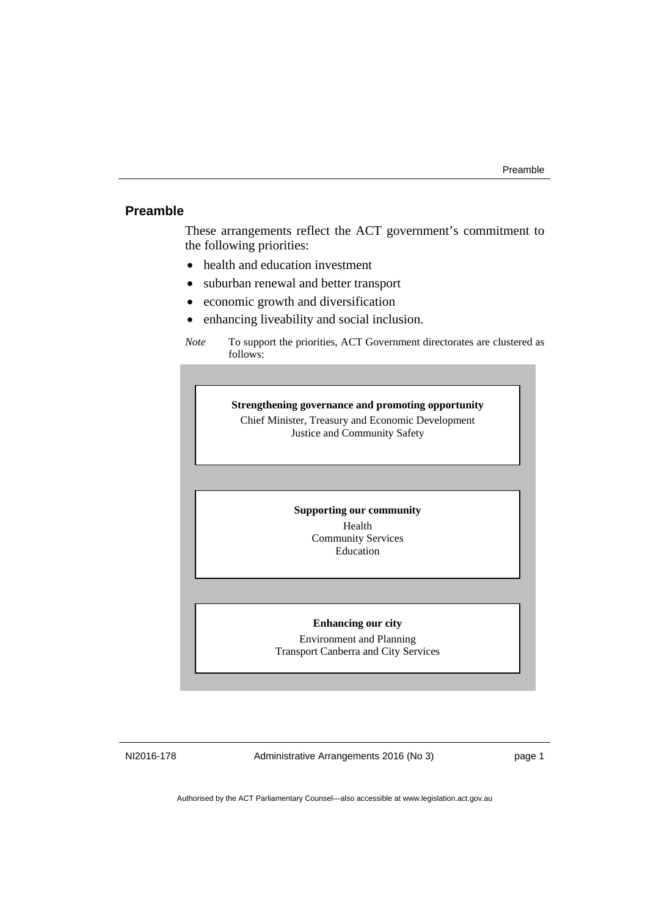## Preamble

These arrangements reflect the ACT government's commitment to the following priorities:

- health and education investment
- suburban renewal and better transport
- economic growth and diversification
- enhancing liveability and social inclusion.

*Note* To support the priorities, ACT Government directorates are clustered as follows:

**Strengthening governance and promoting opportunity**

Chief Minister, Treasury and Economic Development

Justice and Community Safety

**Supporting our community**

Health

Community Services

Education

**Enhancing our city**

Environment and Planning

Transport Canberra and City Services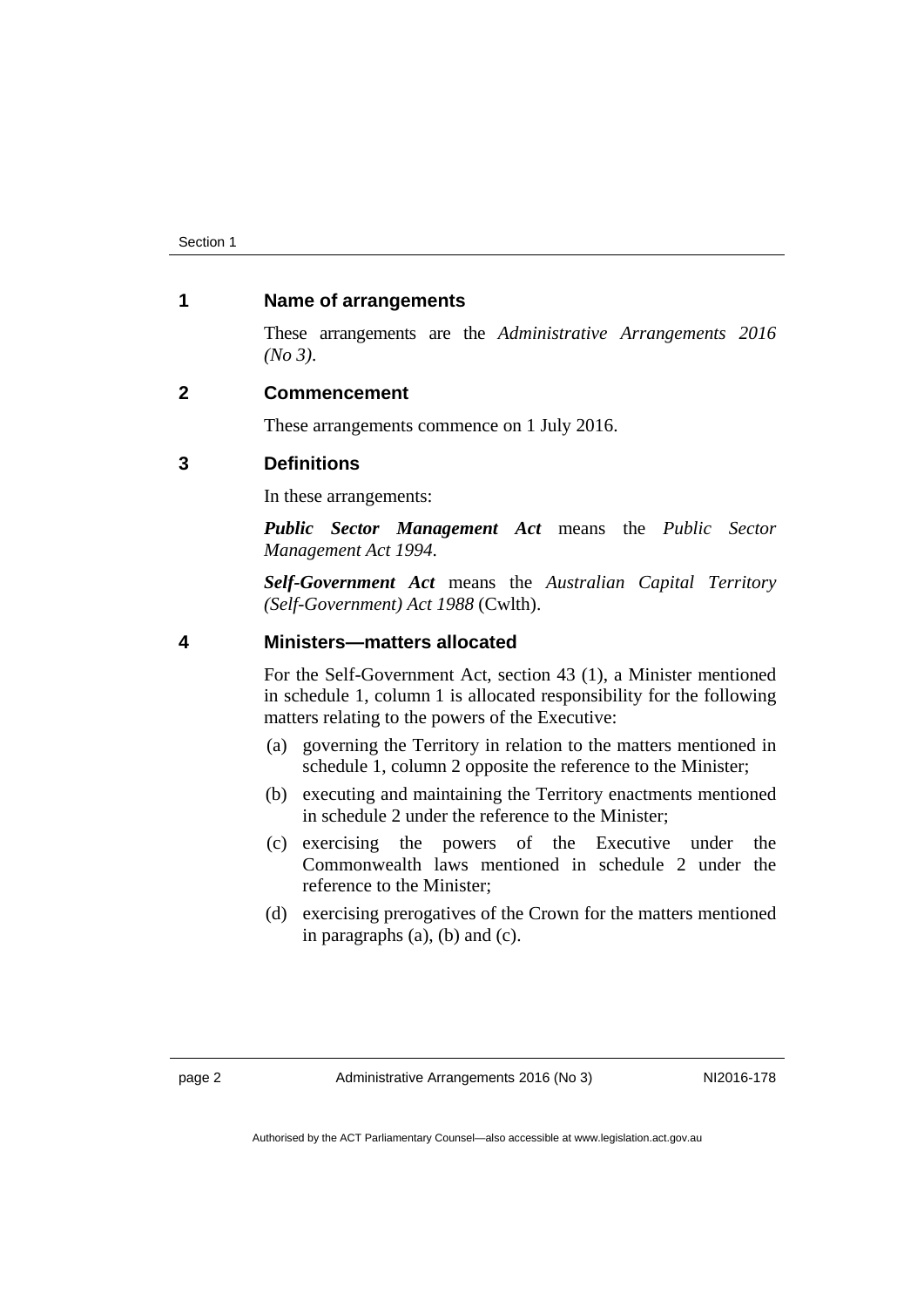## 1 Name of arrangements

These arrangements are the *Administrative Arrangements 2016 (No 3)*.

## 2 Commencement

These arrangements commence on 1 July 2016.

## 3 Definitions

In these arrangements:

***Public Sector Management Act*** means the *Public Sector Management Act 1994*.

***Self-Government Act*** means the *Australian Capital Territory (Self-Government) Act 1988* (Cwlth).

## 4 Ministers—matters allocated

For the Self-Government Act, section 43 (1), a Minister mentioned in schedule 1, column 1 is allocated responsibility for the following matters relating to the powers of the Executive:

(a) governing the Territory in relation to the matters mentioned in schedule 1, column 2 opposite the reference to the Minister;

(b) executing and maintaining the Territory enactments mentioned in schedule 2 under the reference to the Minister;

(c) exercising the powers of the Executive under the Commonwealth laws mentioned in schedule 2 under the reference to the Minister;

(d) exercising prerogatives of the Crown for the matters mentioned in paragraphs (a), (b) and (c).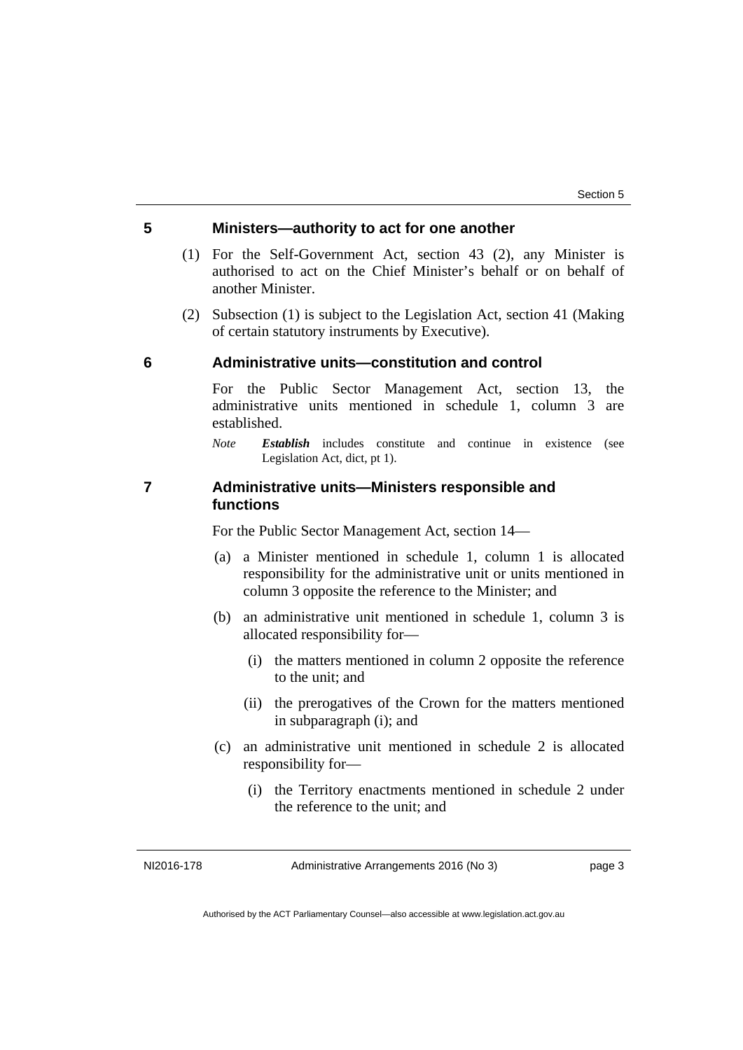## 5 Ministers—authority to act for one another

(1) For the Self-Government Act, section 43 (2), any Minister is authorised to act on the Chief Minister's behalf or on behalf of another Minister.

(2) Subsection (1) is subject to the Legislation Act, section 41 (Making of certain statutory instruments by Executive).

## 6 Administrative units—constitution and control

For the Public Sector Management Act, section 13, the administrative units mentioned in schedule 1, column 3 are established.

*Note* ***Establish*** includes constitute and continue in existence (see Legislation Act, dict, pt 1).

## 7 Administrative units—Ministers responsible and functions

For the Public Sector Management Act, section 14—

(a) a Minister mentioned in schedule 1, column 1 is allocated responsibility for the administrative unit or units mentioned in column 3 opposite the reference to the Minister; and

(b) an administrative unit mentioned in schedule 1, column 3 is allocated responsibility for—

(i) the matters mentioned in column 2 opposite the reference to the unit; and

(ii) the prerogatives of the Crown for the matters mentioned in subparagraph (i); and

(c) an administrative unit mentioned in schedule 2 is allocated responsibility for—

(i) the Territory enactments mentioned in schedule 2 under the reference to the unit; and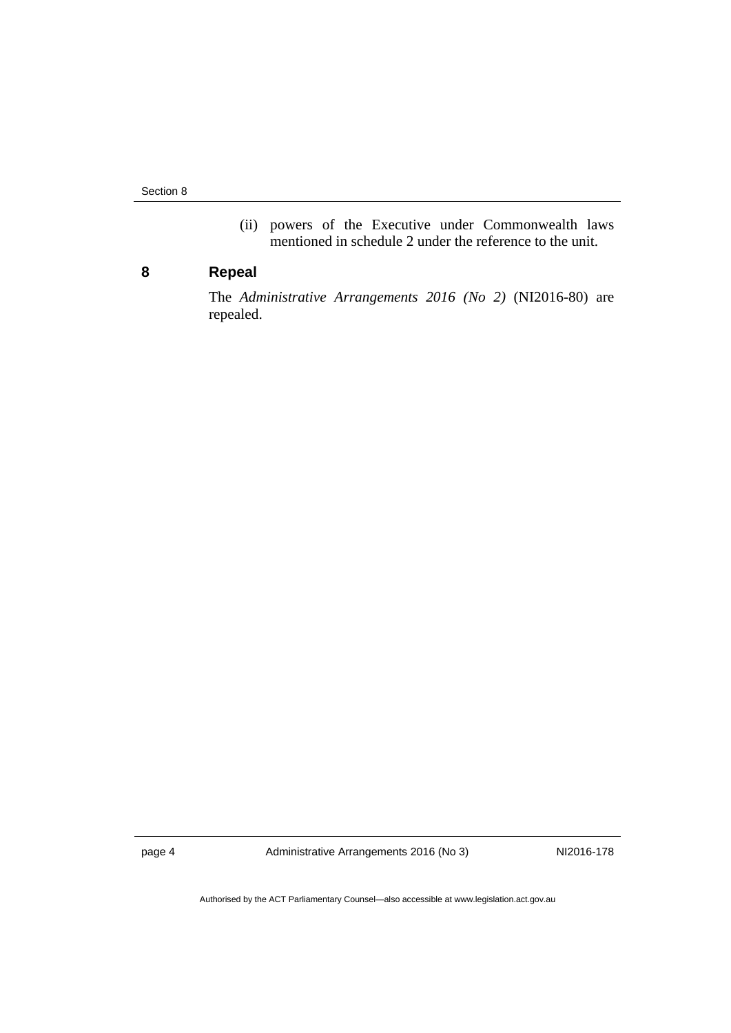(ii) powers of the Executive under Commonwealth laws mentioned in schedule 2 under the reference to the unit.

## 8 Repeal

The *Administrative Arrangements 2016 (No 2)* (NI2016-80) are repealed.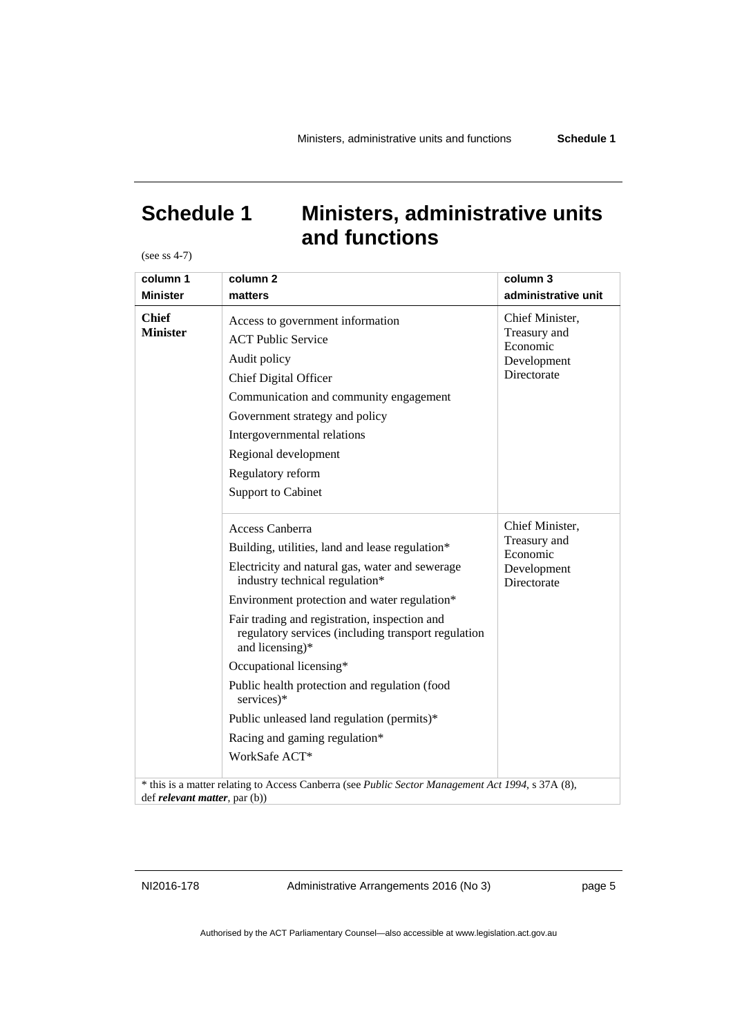# Schedule 1 Ministers, administrative units and functions

(see ss 4-7)

| column 1<br>**Minister** | column 2<br>**matters** | column 3<br>**administrative unit** |
|---|---|---|
| **Chief Minister** | Access to government information<br>ACT Public Service<br>Audit policy<br>Chief Digital Officer<br>Communication and community engagement<br>Government strategy and policy<br>Intergovernmental relations<br>Regional development<br>Regulatory reform<br>Support to Cabinet | Chief Minister, Treasury and Economic Development Directorate |
| | Access Canberra<br>Building, utilities, land and lease regulation*<br>Electricity and natural gas, water and sewerage industry technical regulation*<br>Environment protection and water regulation*<br>Fair trading and registration, inspection and regulatory services (including transport regulation and licensing)*<br>Occupational licensing*<br>Public health protection and regulation (food services)*<br>Public unleased land regulation (permits)*<br>Racing and gaming regulation*<br>WorkSafe ACT* | Chief Minister, Treasury and Economic Development Directorate |

* this is a matter relating to Access Canberra (see *Public Sector Management Act 1994*, s 37A (8), def ***relevant matter***, par (b))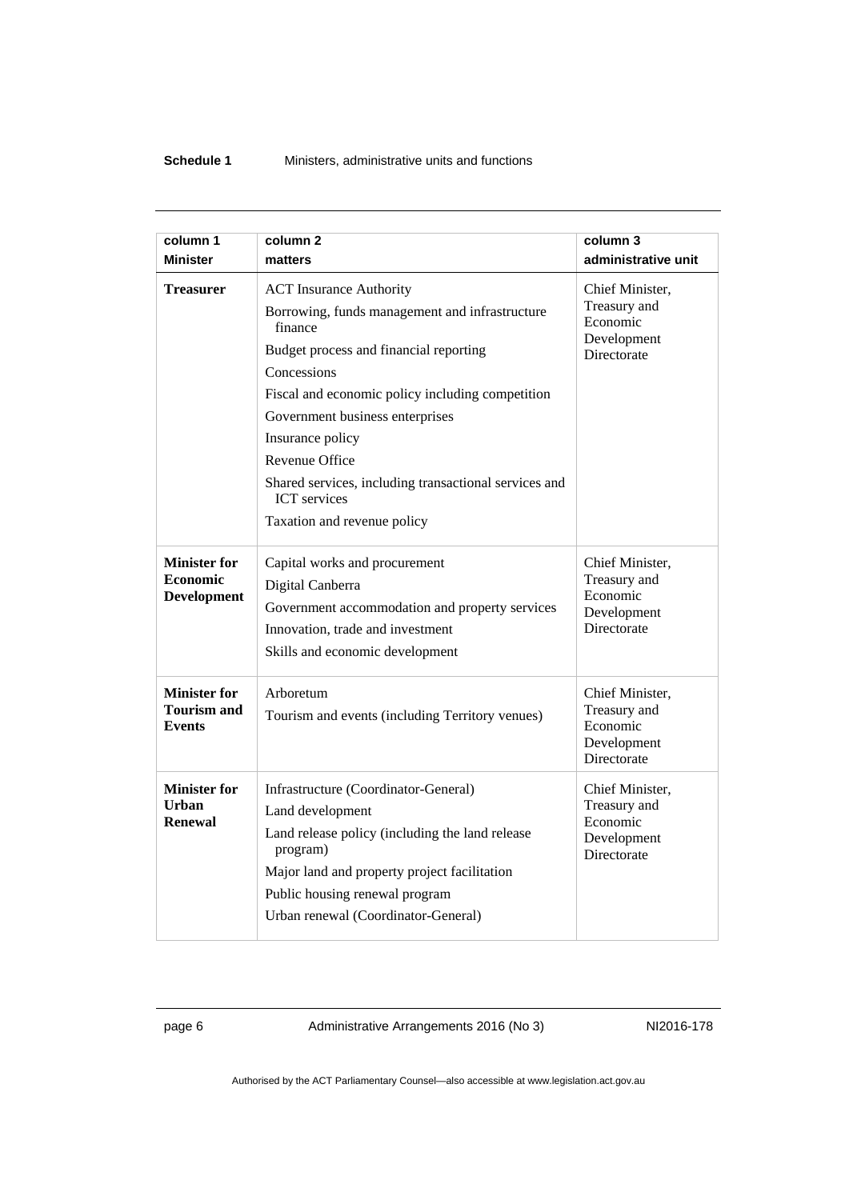| column 1<br>**Minister** | column 2<br>**matters** | column 3<br>**administrative unit** |
|---|---|---|
| **Treasurer** | ACT Insurance Authority<br>Borrowing, funds management and infrastructure finance<br>Budget process and financial reporting<br>Concessions<br>Fiscal and economic policy including competition<br>Government business enterprises<br>Insurance policy<br>Revenue Office<br>Shared services, including transactional services and ICT services<br>Taxation and revenue policy | Chief Minister, Treasury and Economic Development Directorate |
| **Minister for Economic Development** | Capital works and procurement<br>Digital Canberra<br>Government accommodation and property services<br>Innovation, trade and investment<br>Skills and economic development | Chief Minister, Treasury and Economic Development Directorate |
| **Minister for Tourism and Events** | Arboretum<br>Tourism and events (including Territory venues) | Chief Minister, Treasury and Economic Development Directorate |
| **Minister for Urban Renewal** | Infrastructure (Coordinator-General)<br>Land development<br>Land release policy (including the land release program)<br>Major land and property project facilitation<br>Public housing renewal program<br>Urban renewal (Coordinator-General) | Chief Minister, Treasury and Economic Development Directorate |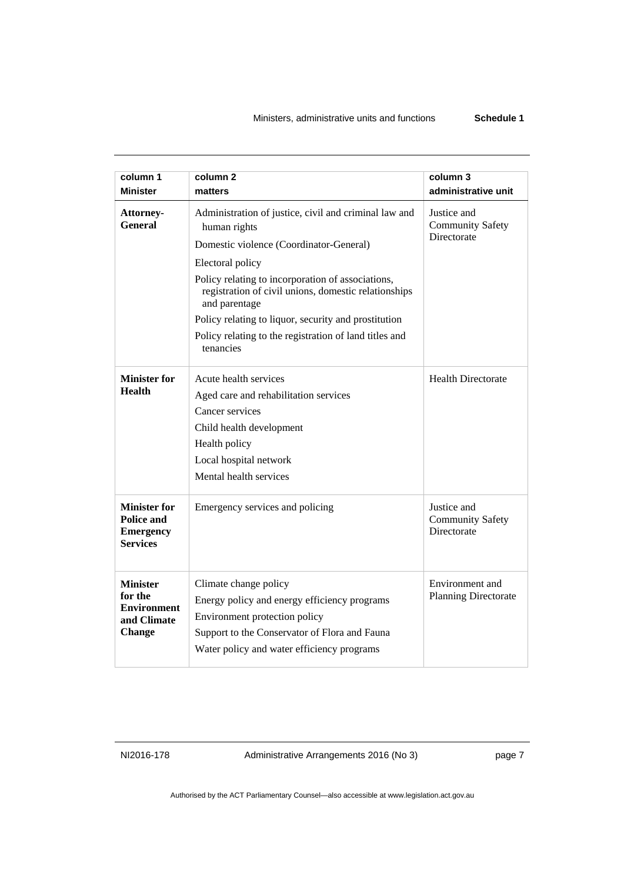| column 1<br>**Minister** | column 2<br>**matters** | column 3<br>**administrative unit** |
|---|---|---|
| **Attorney-General** | Administration of justice, civil and criminal law and human rights<br>Domestic violence (Coordinator-General)<br>Electoral policy<br>Policy relating to incorporation of associations, registration of civil unions, domestic relationships and parentage<br>Policy relating to liquor, security and prostitution<br>Policy relating to the registration of land titles and tenancies | Justice and Community Safety Directorate |
| **Minister for Health** | Acute health services<br>Aged care and rehabilitation services<br>Cancer services<br>Child health development<br>Health policy<br>Local hospital network<br>Mental health services | Health Directorate |
| **Minister for Police and Emergency Services** | Emergency services and policing | Justice and Community Safety Directorate |
| **Minister for the Environment and Climate Change** | Climate change policy<br>Energy policy and energy efficiency programs<br>Environment protection policy<br>Support to the Conservator of Flora and Fauna<br>Water policy and water efficiency programs | Environment and Planning Directorate |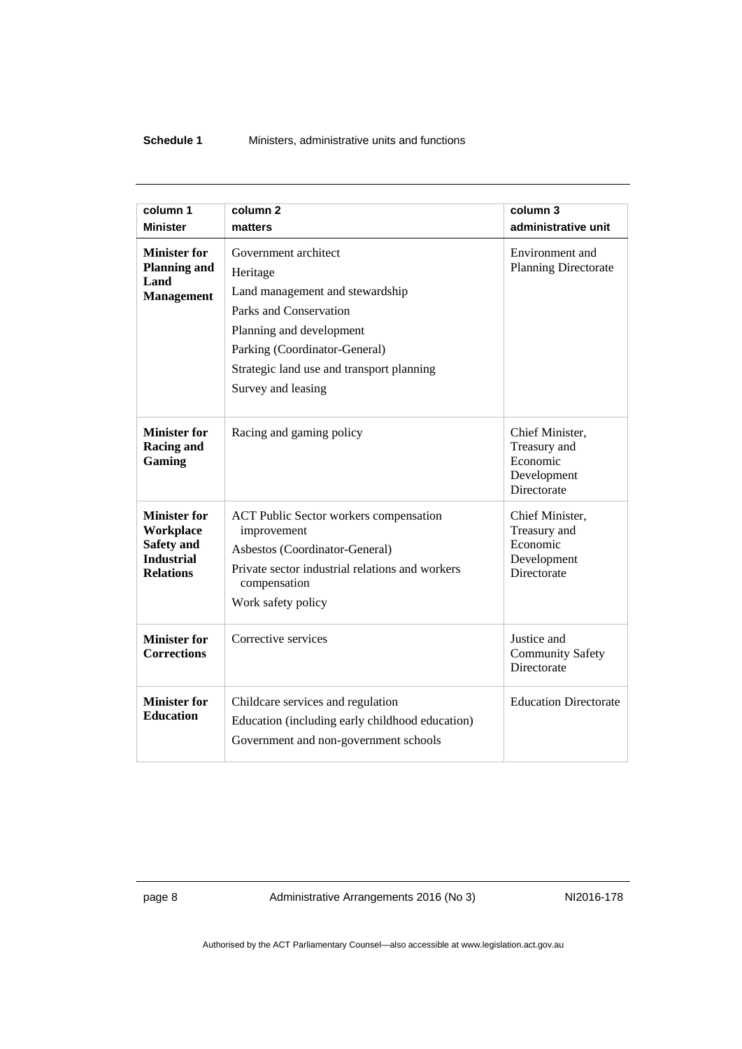| column 1<br>**Minister** | column 2<br>**matters** | column 3<br>**administrative unit** |
|---|---|---|
| **Minister for Planning and Land Management** | Government architect<br>Heritage<br>Land management and stewardship<br>Parks and Conservation<br>Planning and development<br>Parking (Coordinator-General)<br>Strategic land use and transport planning<br>Survey and leasing | Environment and Planning Directorate |
| **Minister for Racing and Gaming** | Racing and gaming policy | Chief Minister, Treasury and Economic Development Directorate |
| **Minister for Workplace Safety and Industrial Relations** | ACT Public Sector workers compensation improvement<br>Asbestos (Coordinator-General)<br>Private sector industrial relations and workers compensation<br>Work safety policy | Chief Minister, Treasury and Economic Development Directorate |
| **Minister for Corrections** | Corrective services | Justice and Community Safety Directorate |
| **Minister for Education** | Childcare services and regulation<br>Education (including early childhood education)<br>Government and non-government schools | Education Directorate |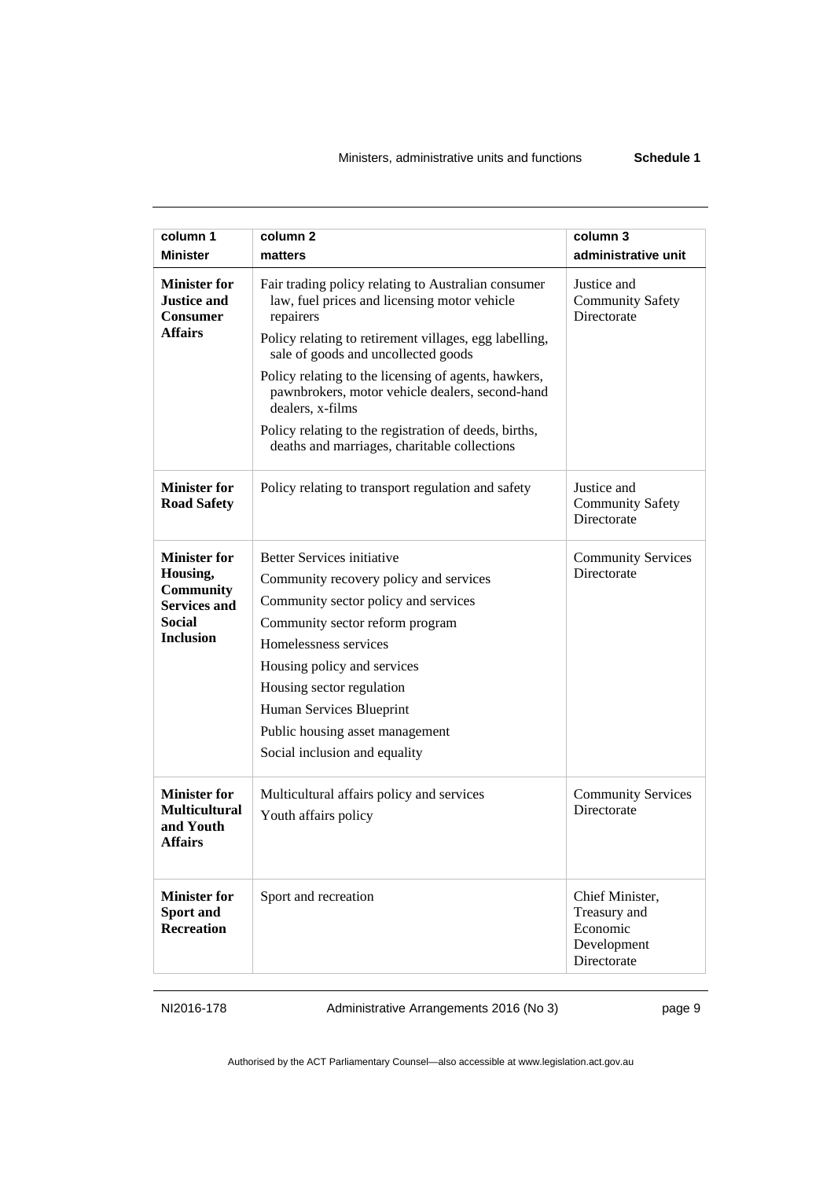| column 1<br>Minister | column 2<br>matters | column 3<br>administrative unit |
|---|---|---|
| **Minister for Justice and Consumer Affairs** | Fair trading policy relating to Australian consumer law, fuel prices and licensing motor vehicle repairers<br>Policy relating to retirement villages, egg labelling, sale of goods and uncollected goods<br>Policy relating to the licensing of agents, hawkers, pawnbrokers, motor vehicle dealers, second-hand dealers, x-films<br>Policy relating to the registration of deeds, births, deaths and marriages, charitable collections | Justice and Community Safety Directorate |
| **Minister for Road Safety** | Policy relating to transport regulation and safety | Justice and Community Safety Directorate |
| **Minister for Housing, Community Services and Social Inclusion** | Better Services initiative<br>Community recovery policy and services<br>Community sector policy and services<br>Community sector reform program<br>Homelessness services<br>Housing policy and services<br>Housing sector regulation<br>Human Services Blueprint<br>Public housing asset management<br>Social inclusion and equality | Community Services Directorate |
| **Minister for Multicultural and Youth Affairs** | Multicultural affairs policy and services<br>Youth affairs policy | Community Services Directorate |
| **Minister for Sport and Recreation** | Sport and recreation | Chief Minister, Treasury and Economic Development Directorate |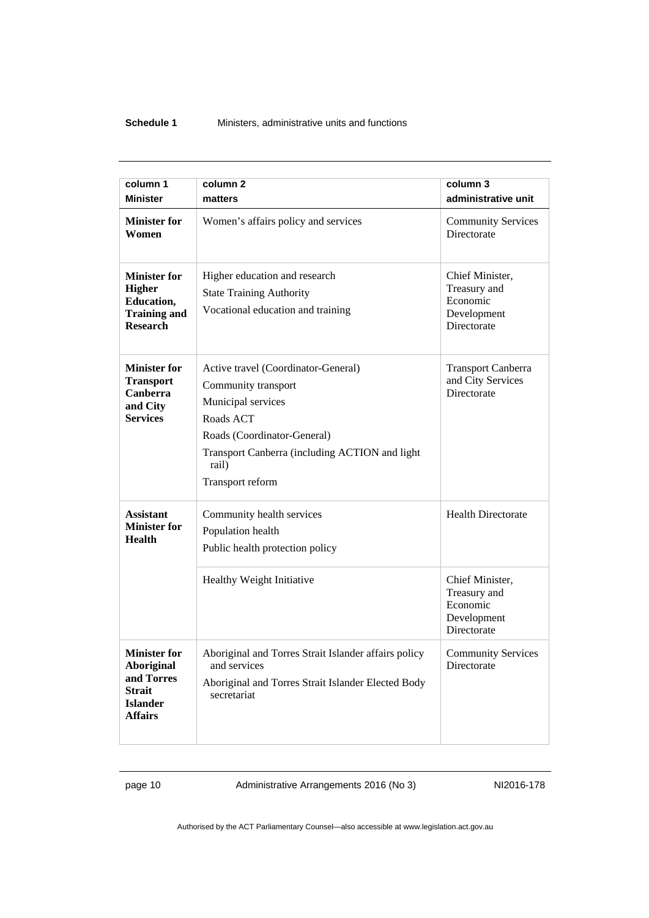| column 1 Minister | column 2 matters | column 3 administrative unit |
|---|---|---|
| **Minister for Women** | Women's affairs policy and services | Community Services Directorate |
| **Minister for Higher Education, Training and Research** | Higher education and research<br>State Training Authority<br>Vocational education and training | Chief Minister, Treasury and Economic Development Directorate |
| **Minister for Transport Canberra and City Services** | Active travel (Coordinator-General)<br>Community transport<br>Municipal services<br>Roads ACT<br>Roads (Coordinator-General)<br>Transport Canberra (including ACTION and light rail)<br>Transport reform | Transport Canberra and City Services Directorate |
| **Assistant Minister for Health** | Community health services<br>Population health<br>Public health protection policy | Health Directorate |
| | Healthy Weight Initiative | Chief Minister, Treasury and Economic Development Directorate |
| **Minister for Aboriginal and Torres Strait Islander Affairs** | Aboriginal and Torres Strait Islander affairs policy and services<br>Aboriginal and Torres Strait Islander Elected Body secretariat | Community Services Directorate |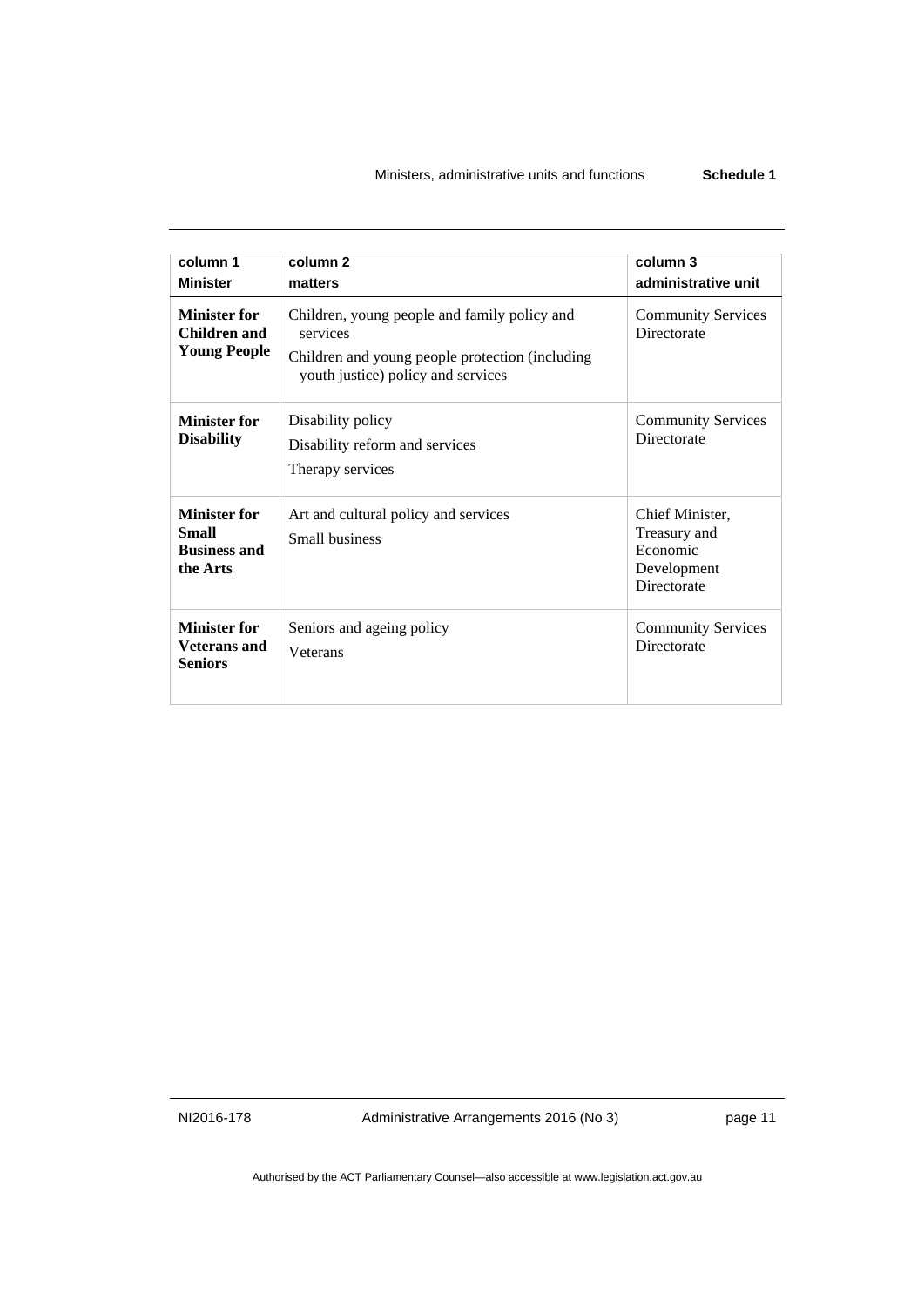| column 1<br>Minister | column 2<br>matters | column 3<br>administrative unit |
|---|---|---|
| **Minister for Children and Young People** | Children, young people and family policy and services<br>Children and young people protection (including youth justice) policy and services | Community Services Directorate |
| **Minister for Disability** | Disability policy<br>Disability reform and services<br>Therapy services | Community Services Directorate |
| **Minister for Small Business and the Arts** | Art and cultural policy and services<br>Small business | Chief Minister, Treasury and Economic Development Directorate |
| **Minister for Veterans and Seniors** | Seniors and ageing policy<br>Veterans | Community Services Directorate |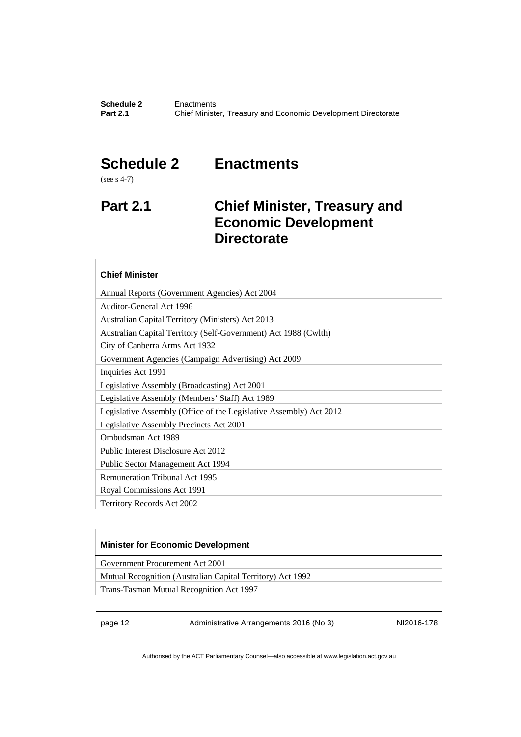# Schedule 2 Enactments

(see s 4-7)

## Part 2.1 Chief Minister, Treasury and Economic Development Directorate

| Chief Minister |
| --- |
| Annual Reports (Government Agencies) Act 2004 |
| Auditor-General Act 1996 |
| Australian Capital Territory (Ministers) Act 2013 |
| Australian Capital Territory (Self-Government) Act 1988 (Cwlth) |
| City of Canberra Arms Act 1932 |
| Government Agencies (Campaign Advertising) Act 2009 |
| Inquiries Act 1991 |
| Legislative Assembly (Broadcasting) Act 2001 |
| Legislative Assembly (Members' Staff) Act 1989 |
| Legislative Assembly (Office of the Legislative Assembly) Act 2012 |
| Legislative Assembly Precincts Act 2001 |
| Ombudsman Act 1989 |
| Public Interest Disclosure Act 2012 |
| Public Sector Management Act 1994 |
| Remuneration Tribunal Act 1995 |
| Royal Commissions Act 1991 |
| Territory Records Act 2002 |

| Minister for Economic Development |
| --- |
| Government Procurement Act 2001 |
| Mutual Recognition (Australian Capital Territory) Act 1992 |
| Trans-Tasman Mutual Recognition Act 1997 |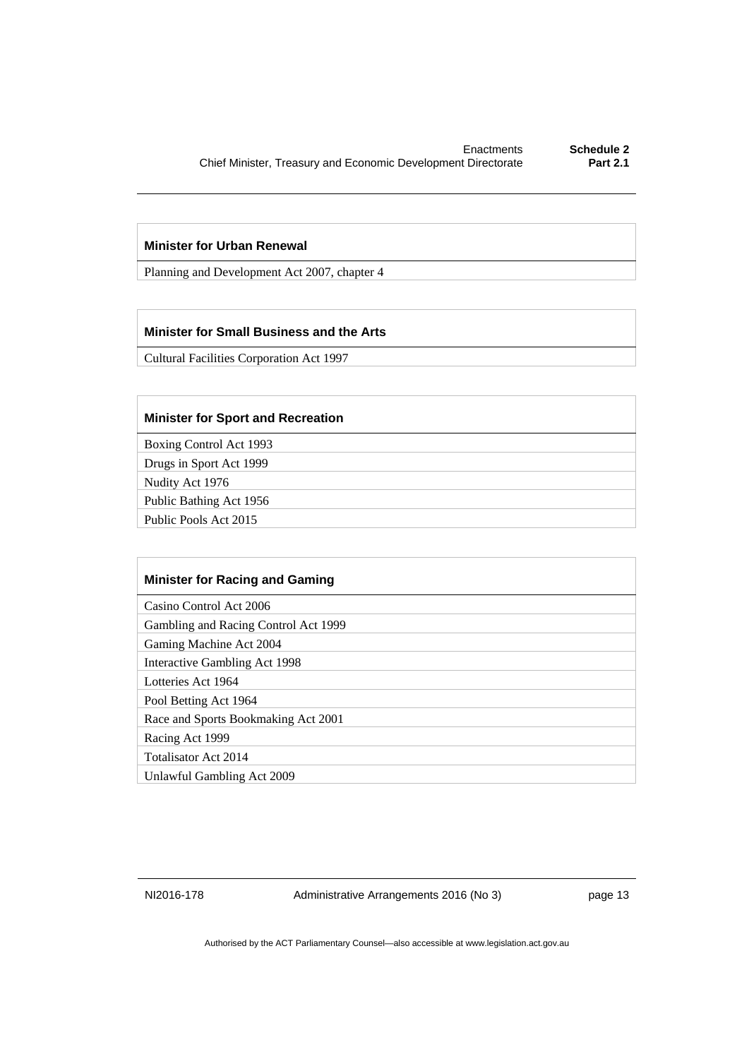| Minister for Urban Renewal |
| --- |
| Planning and Development Act 2007, chapter 4 |

| Minister for Small Business and the Arts |
| --- |
| Cultural Facilities Corporation Act 1997 |

| Minister for Sport and Recreation |
| --- |
| Boxing Control Act 1993 |
| Drugs in Sport Act 1999 |
| Nudity Act 1976 |
| Public Bathing Act 1956 |
| Public Pools Act 2015 |

| Minister for Racing and Gaming |
| --- |
| Casino Control Act 2006 |
| Gambling and Racing Control Act 1999 |
| Gaming Machine Act 2004 |
| Interactive Gambling Act 1998 |
| Lotteries Act 1964 |
| Pool Betting Act 1964 |
| Race and Sports Bookmaking Act 2001 |
| Racing Act 1999 |
| Totalisator Act 2014 |
| Unlawful Gambling Act 2009 |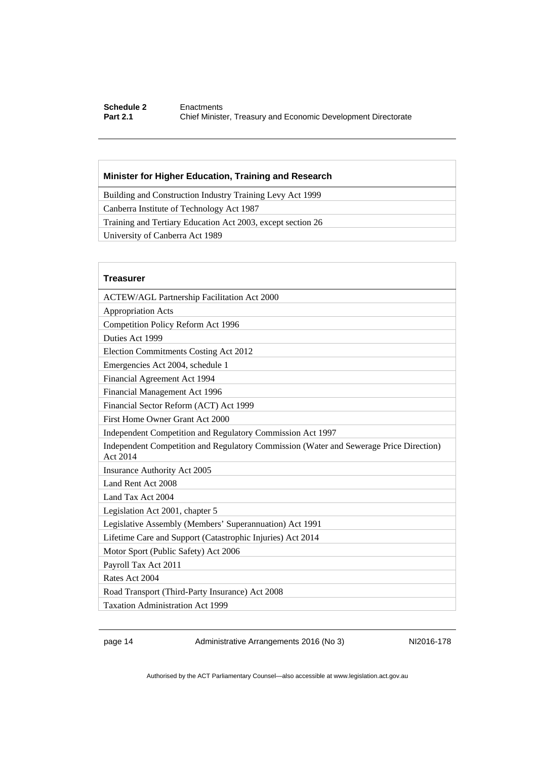| Minister for Higher Education, Training and Research |
| --- |
| Building and Construction Industry Training Levy Act 1999 |
| Canberra Institute of Technology Act 1987 |
| Training and Tertiary Education Act 2003, except section 26 |
| University of Canberra Act 1989 |

| Treasurer |
| --- |
| ACTEW/AGL Partnership Facilitation Act 2000 |
| Appropriation Acts |
| Competition Policy Reform Act 1996 |
| Duties Act 1999 |
| Election Commitments Costing Act 2012 |
| Emergencies Act 2004, schedule 1 |
| Financial Agreement Act 1994 |
| Financial Management Act 1996 |
| Financial Sector Reform (ACT) Act 1999 |
| First Home Owner Grant Act 2000 |
| Independent Competition and Regulatory Commission Act 1997 |
| Independent Competition and Regulatory Commission (Water and Sewerage Price Direction) Act 2014 |
| Insurance Authority Act 2005 |
| Land Rent Act 2008 |
| Land Tax Act 2004 |
| Legislation Act 2001, chapter 5 |
| Legislative Assembly (Members' Superannuation) Act 1991 |
| Lifetime Care and Support (Catastrophic Injuries) Act 2014 |
| Motor Sport (Public Safety) Act 2006 |
| Payroll Tax Act 2011 |
| Rates Act 2004 |
| Road Transport (Third-Party Insurance) Act 2008 |
| Taxation Administration Act 1999 |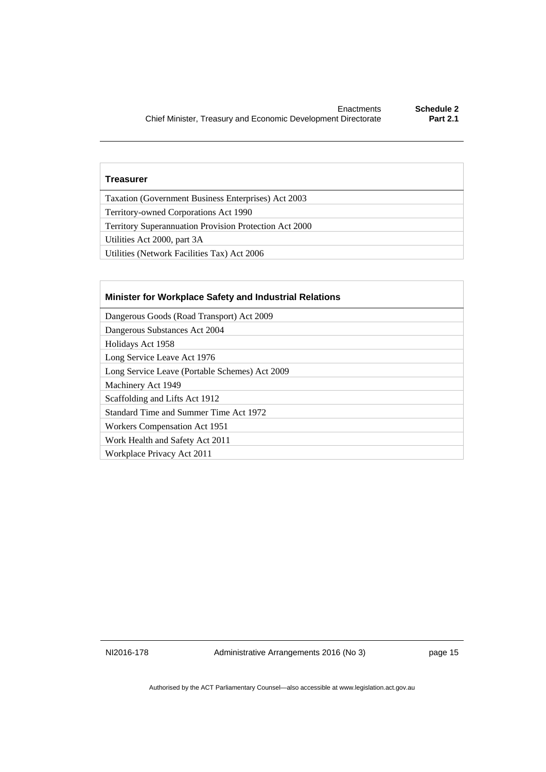| Treasurer |
| --- |
| Taxation (Government Business Enterprises) Act 2003 |
| Territory-owned Corporations Act 1990 |
| Territory Superannuation Provision Protection Act 2000 |
| Utilities Act 2000, part 3A |
| Utilities (Network Facilities Tax) Act 2006 |

| Minister for Workplace Safety and Industrial Relations |
| --- |
| Dangerous Goods (Road Transport) Act 2009 |
| Dangerous Substances Act 2004 |
| Holidays Act 1958 |
| Long Service Leave Act 1976 |
| Long Service Leave (Portable Schemes) Act 2009 |
| Machinery Act 1949 |
| Scaffolding and Lifts Act 1912 |
| Standard Time and Summer Time Act 1972 |
| Workers Compensation Act 1951 |
| Work Health and Safety Act 2011 |
| Workplace Privacy Act 2011 |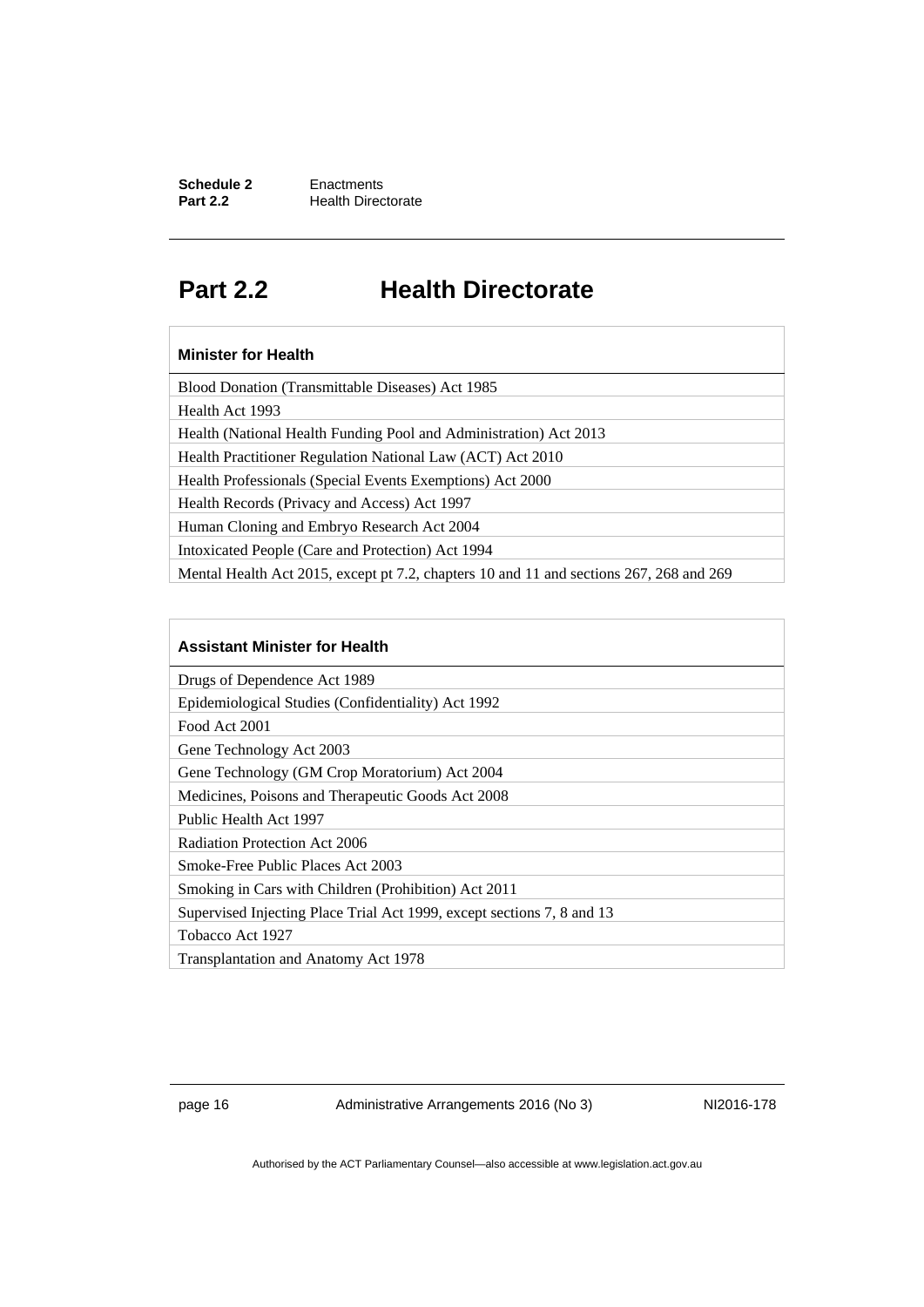## Part 2.2 Health Directorate

| Minister for Health |
| --- |
| Blood Donation (Transmittable Diseases) Act 1985 |
| Health Act 1993 |
| Health (National Health Funding Pool and Administration) Act 2013 |
| Health Practitioner Regulation National Law (ACT) Act 2010 |
| Health Professionals (Special Events Exemptions) Act 2000 |
| Health Records (Privacy and Access) Act 1997 |
| Human Cloning and Embryo Research Act 2004 |
| Intoxicated People (Care and Protection) Act 1994 |
| Mental Health Act 2015, except pt 7.2, chapters 10 and 11 and sections 267, 268 and 269 |

| Assistant Minister for Health |
| --- |
| Drugs of Dependence Act 1989 |
| Epidemiological Studies (Confidentiality) Act 1992 |
| Food Act 2001 |
| Gene Technology Act 2003 |
| Gene Technology (GM Crop Moratorium) Act 2004 |
| Medicines, Poisons and Therapeutic Goods Act 2008 |
| Public Health Act 1997 |
| Radiation Protection Act 2006 |
| Smoke-Free Public Places Act 2003 |
| Smoking in Cars with Children (Prohibition) Act 2011 |
| Supervised Injecting Place Trial Act 1999, except sections 7, 8 and 13 |
| Tobacco Act 1927 |
| Transplantation and Anatomy Act 1978 |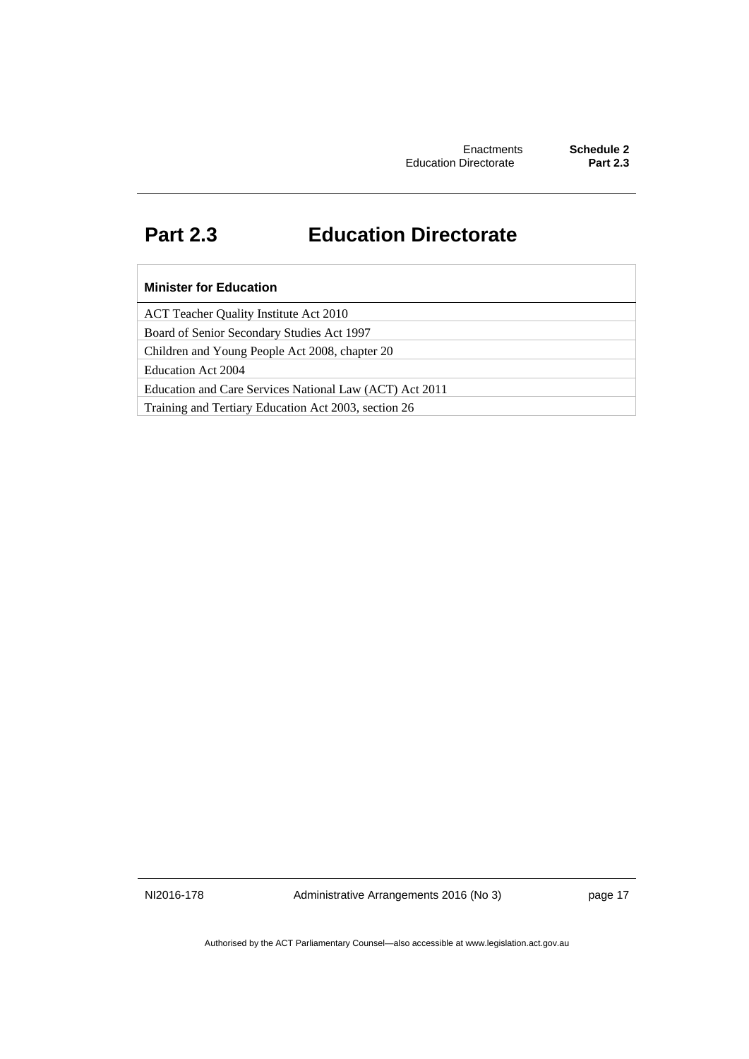# Part 2.3 Education Directorate

| Minister for Education |
|---|
| ACT Teacher Quality Institute Act 2010 |
| Board of Senior Secondary Studies Act 1997 |
| Children and Young People Act 2008, chapter 20 |
| Education Act 2004 |
| Education and Care Services National Law (ACT) Act 2011 |
| Training and Tertiary Education Act 2003, section 26 |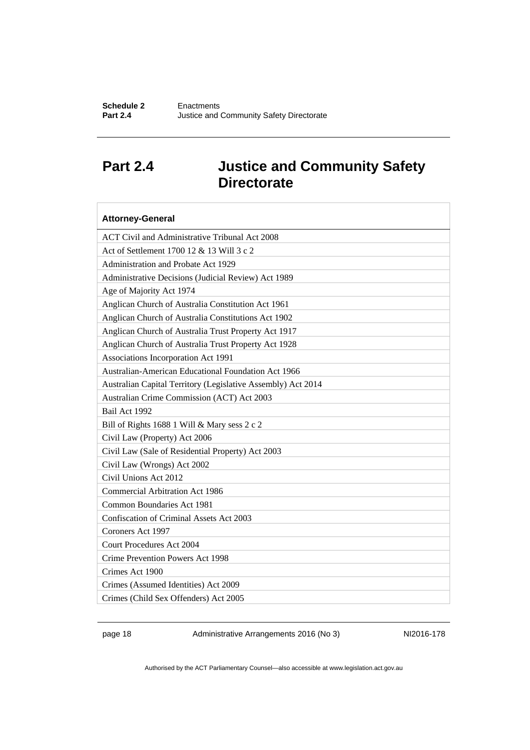# Part 2.4 Justice and Community Safety Directorate

| Attorney-General |
|---|
| ACT Civil and Administrative Tribunal Act 2008 |
| Act of Settlement 1700 12 & 13 Will 3 c 2 |
| Administration and Probate Act 1929 |
| Administrative Decisions (Judicial Review) Act 1989 |
| Age of Majority Act 1974 |
| Anglican Church of Australia Constitution Act 1961 |
| Anglican Church of Australia Constitutions Act 1902 |
| Anglican Church of Australia Trust Property Act 1917 |
| Anglican Church of Australia Trust Property Act 1928 |
| Associations Incorporation Act 1991 |
| Australian-American Educational Foundation Act 1966 |
| Australian Capital Territory (Legislative Assembly) Act 2014 |
| Australian Crime Commission (ACT) Act 2003 |
| Bail Act 1992 |
| Bill of Rights 1688 1 Will & Mary sess 2 c 2 |
| Civil Law (Property) Act 2006 |
| Civil Law (Sale of Residential Property) Act 2003 |
| Civil Law (Wrongs) Act 2002 |
| Civil Unions Act 2012 |
| Commercial Arbitration Act 1986 |
| Common Boundaries Act 1981 |
| Confiscation of Criminal Assets Act 2003 |
| Coroners Act 1997 |
| Court Procedures Act 2004 |
| Crime Prevention Powers Act 1998 |
| Crimes Act 1900 |
| Crimes (Assumed Identities) Act 2009 |
| Crimes (Child Sex Offenders) Act 2005 |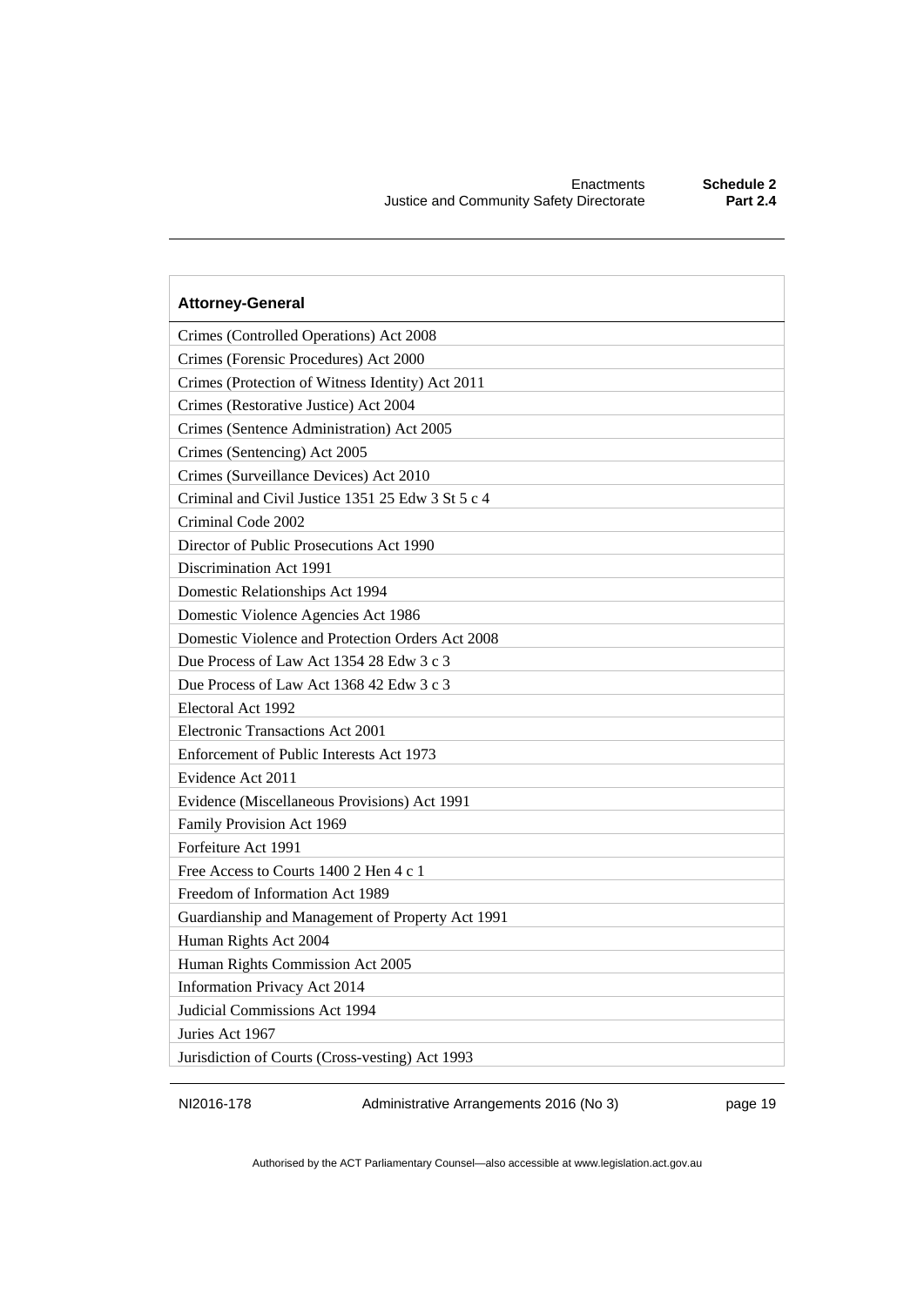| Attorney-General |
| --- |
| Crimes (Controlled Operations) Act 2008 |
| Crimes (Forensic Procedures) Act 2000 |
| Crimes (Protection of Witness Identity) Act 2011 |
| Crimes (Restorative Justice) Act 2004 |
| Crimes (Sentence Administration) Act 2005 |
| Crimes (Sentencing) Act 2005 |
| Crimes (Surveillance Devices) Act 2010 |
| Criminal and Civil Justice 1351 25 Edw 3 St 5 c 4 |
| Criminal Code 2002 |
| Director of Public Prosecutions Act 1990 |
| Discrimination Act 1991 |
| Domestic Relationships Act 1994 |
| Domestic Violence Agencies Act 1986 |
| Domestic Violence and Protection Orders Act 2008 |
| Due Process of Law Act 1354 28 Edw 3 c 3 |
| Due Process of Law Act 1368 42 Edw 3 c 3 |
| Electoral Act 1992 |
| Electronic Transactions Act 2001 |
| Enforcement of Public Interests Act 1973 |
| Evidence Act 2011 |
| Evidence (Miscellaneous Provisions) Act 1991 |
| Family Provision Act 1969 |
| Forfeiture Act 1991 |
| Free Access to Courts 1400 2 Hen 4 c 1 |
| Freedom of Information Act 1989 |
| Guardianship and Management of Property Act 1991 |
| Human Rights Act 2004 |
| Human Rights Commission Act 2005 |
| Information Privacy Act 2014 |
| Judicial Commissions Act 1994 |
| Juries Act 1967 |
| Jurisdiction of Courts (Cross-vesting) Act 1993 |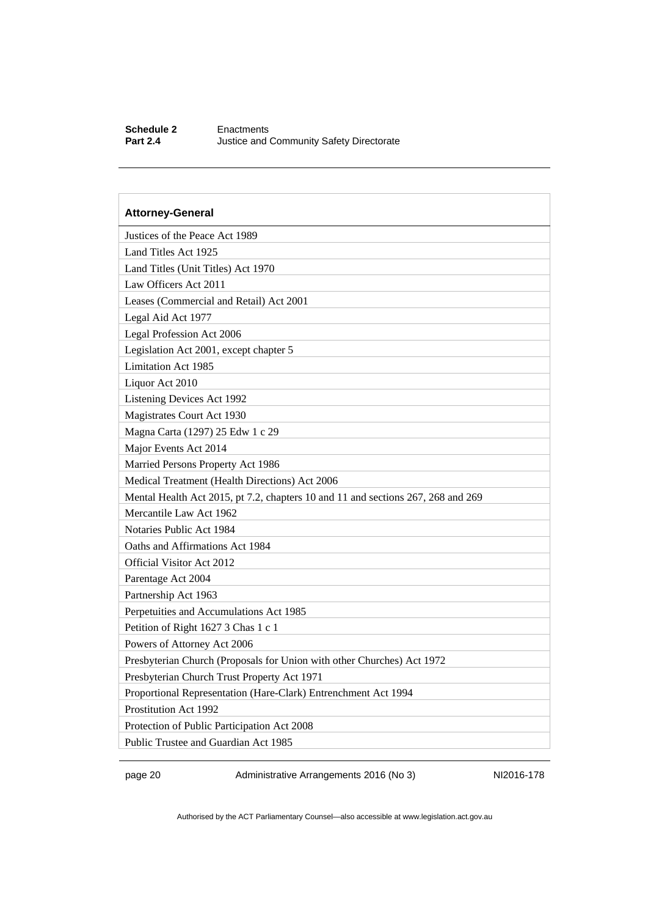| Attorney-General |
| --- |
| Justices of the Peace Act 1989 |
| Land Titles Act 1925 |
| Land Titles (Unit Titles) Act 1970 |
| Law Officers Act 2011 |
| Leases (Commercial and Retail) Act 2001 |
| Legal Aid Act 1977 |
| Legal Profession Act 2006 |
| Legislation Act 2001, except chapter 5 |
| Limitation Act 1985 |
| Liquor Act 2010 |
| Listening Devices Act 1992 |
| Magistrates Court Act 1930 |
| Magna Carta (1297) 25 Edw 1 c 29 |
| Major Events Act 2014 |
| Married Persons Property Act 1986 |
| Medical Treatment (Health Directions) Act 2006 |
| Mental Health Act 2015, pt 7.2, chapters 10 and 11 and sections 267, 268 and 269 |
| Mercantile Law Act 1962 |
| Notaries Public Act 1984 |
| Oaths and Affirmations Act 1984 |
| Official Visitor Act 2012 |
| Parentage Act 2004 |
| Partnership Act 1963 |
| Perpetuities and Accumulations Act 1985 |
| Petition of Right 1627 3 Chas 1 c 1 |
| Powers of Attorney Act 2006 |
| Presbyterian Church (Proposals for Union with other Churches) Act 1972 |
| Presbyterian Church Trust Property Act 1971 |
| Proportional Representation (Hare-Clark) Entrenchment Act 1994 |
| Prostitution Act 1992 |
| Protection of Public Participation Act 2008 |
| Public Trustee and Guardian Act 1985 |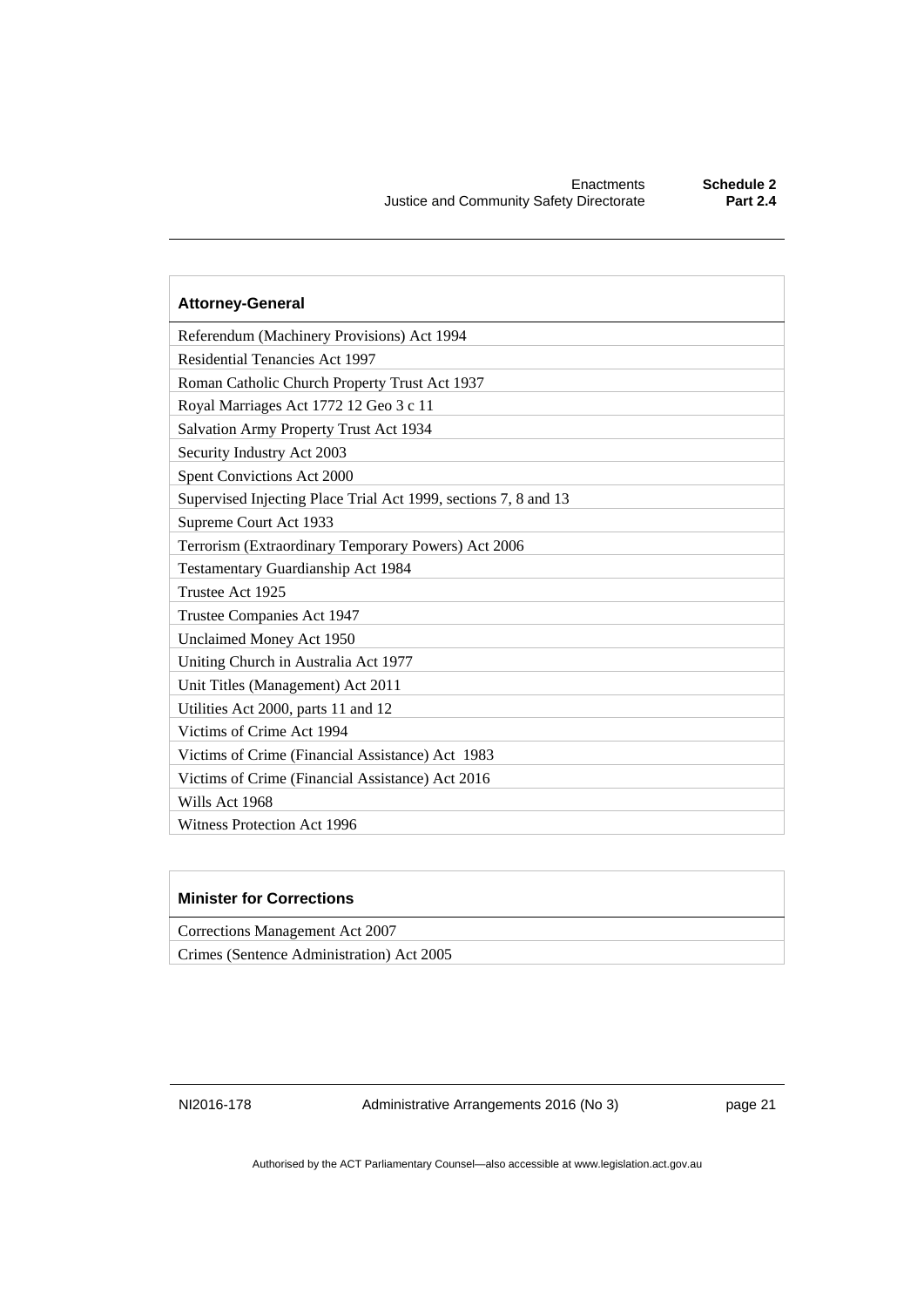| Attorney-General |
| --- |
| Referendum (Machinery Provisions) Act 1994 |
| Residential Tenancies Act 1997 |
| Roman Catholic Church Property Trust Act 1937 |
| Royal Marriages Act 1772 12 Geo 3 c 11 |
| Salvation Army Property Trust Act 1934 |
| Security Industry Act 2003 |
| Spent Convictions Act 2000 |
| Supervised Injecting Place Trial Act 1999, sections 7, 8 and 13 |
| Supreme Court Act 1933 |
| Terrorism (Extraordinary Temporary Powers) Act 2006 |
| Testamentary Guardianship Act 1984 |
| Trustee Act 1925 |
| Trustee Companies Act 1947 |
| Unclaimed Money Act 1950 |
| Uniting Church in Australia Act 1977 |
| Unit Titles (Management) Act 2011 |
| Utilities Act 2000, parts 11 and 12 |
| Victims of Crime Act 1994 |
| Victims of Crime (Financial Assistance) Act 1983 |
| Victims of Crime (Financial Assistance) Act 2016 |
| Wills Act 1968 |
| Witness Protection Act 1996 |

| Minister for Corrections |
| --- |
| Corrections Management Act 2007 |
| Crimes (Sentence Administration) Act 2005 |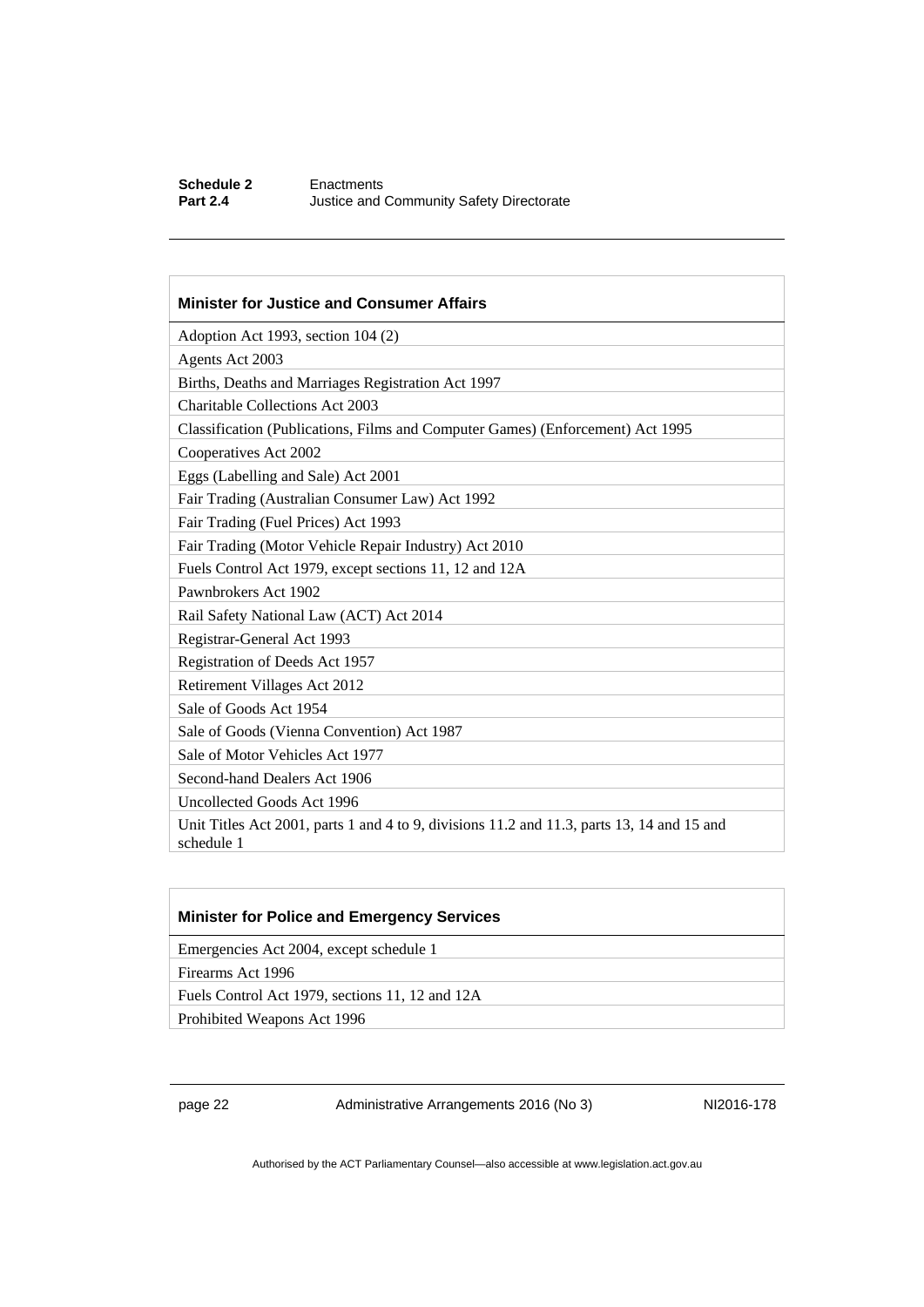| Minister for Justice and Consumer Affairs |
| --- |
| Adoption Act 1993, section 104 (2) |
| Agents Act 2003 |
| Births, Deaths and Marriages Registration Act 1997 |
| Charitable Collections Act 2003 |
| Classification (Publications, Films and Computer Games) (Enforcement) Act 1995 |
| Cooperatives Act 2002 |
| Eggs (Labelling and Sale) Act 2001 |
| Fair Trading (Australian Consumer Law) Act 1992 |
| Fair Trading (Fuel Prices) Act 1993 |
| Fair Trading (Motor Vehicle Repair Industry) Act 2010 |
| Fuels Control Act 1979, except sections 11, 12 and 12A |
| Pawnbrokers Act 1902 |
| Rail Safety National Law (ACT) Act 2014 |
| Registrar-General Act 1993 |
| Registration of Deeds Act 1957 |
| Retirement Villages Act 2012 |
| Sale of Goods Act 1954 |
| Sale of Goods (Vienna Convention) Act 1987 |
| Sale of Motor Vehicles Act 1977 |
| Second-hand Dealers Act 1906 |
| Uncollected Goods Act 1996 |
| Unit Titles Act 2001, parts 1 and 4 to 9, divisions 11.2 and 11.3, parts 13, 14 and 15 and schedule 1 |

| Minister for Police and Emergency Services |
| --- |
| Emergencies Act 2004, except schedule 1 |
| Firearms Act 1996 |
| Fuels Control Act 1979, sections 11, 12 and 12A |
| Prohibited Weapons Act 1996 |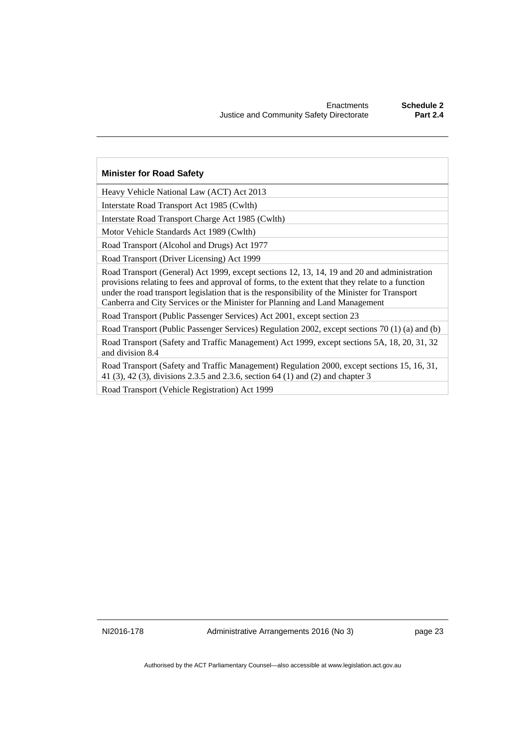| Minister for Road Safety |
| --- |
| Heavy Vehicle National Law (ACT) Act 2013 |
| Interstate Road Transport Act 1985 (Cwlth) |
| Interstate Road Transport Charge Act 1985 (Cwlth) |
| Motor Vehicle Standards Act 1989 (Cwlth) |
| Road Transport (Alcohol and Drugs) Act 1977 |
| Road Transport (Driver Licensing) Act 1999 |
| Road Transport (General) Act 1999, except sections 12, 13, 14, 19 and 20 and administration provisions relating to fees and approval of forms, to the extent that they relate to a function under the road transport legislation that is the responsibility of the Minister for Transport Canberra and City Services or the Minister for Planning and Land Management |
| Road Transport (Public Passenger Services) Act 2001, except section 23 |
| Road Transport (Public Passenger Services) Regulation 2002, except sections 70 (1) (a) and (b) |
| Road Transport (Safety and Traffic Management) Act 1999, except sections 5A, 18, 20, 31, 32 and division 8.4 |
| Road Transport (Safety and Traffic Management) Regulation 2000, except sections 15, 16, 31, 41 (3), 42 (3), divisions 2.3.5 and 2.3.6, section 64 (1) and (2) and chapter 3 |
| Road Transport (Vehicle Registration) Act 1999 |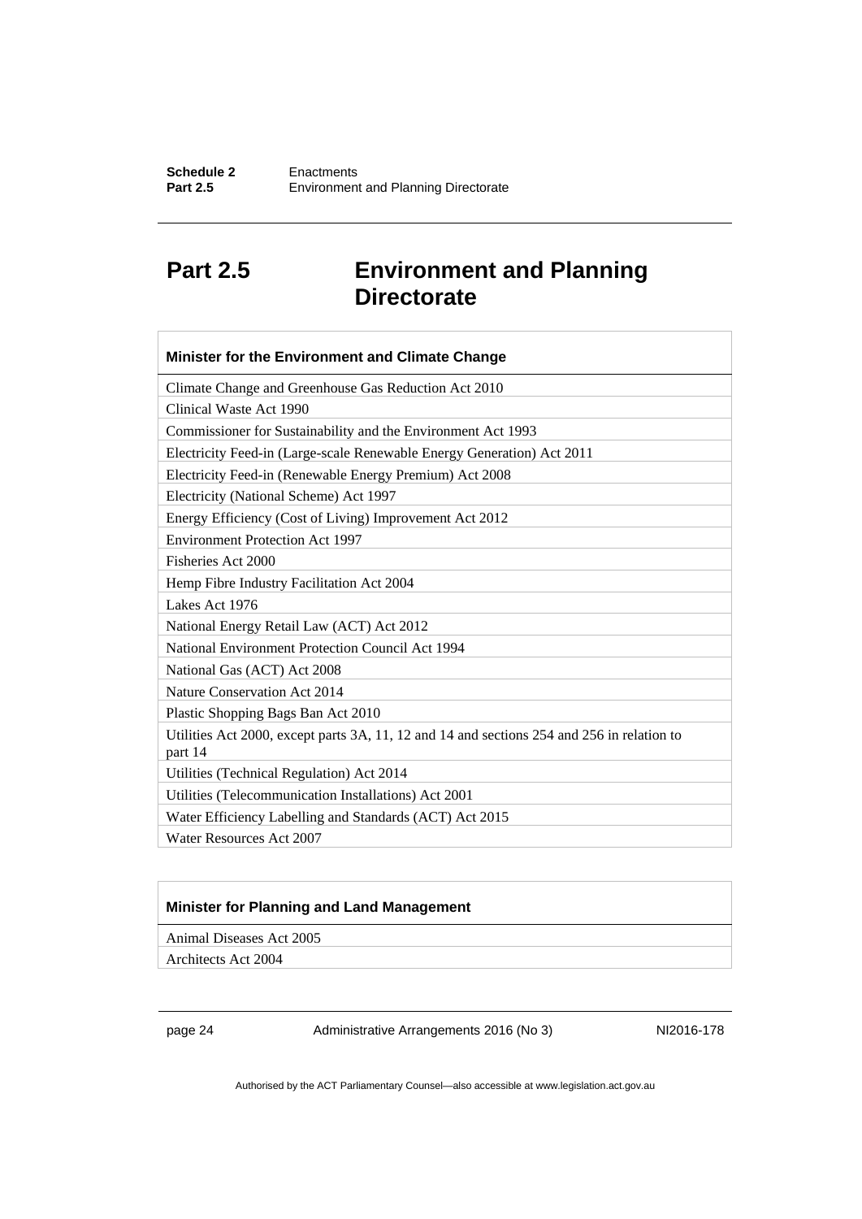## Part 2.5 Environment and Planning Directorate

| Minister for the Environment and Climate Change |
| --- |
| Climate Change and Greenhouse Gas Reduction Act 2010 |
| Clinical Waste Act 1990 |
| Commissioner for Sustainability and the Environment Act 1993 |
| Electricity Feed-in (Large-scale Renewable Energy Generation) Act 2011 |
| Electricity Feed-in (Renewable Energy Premium) Act 2008 |
| Electricity (National Scheme) Act 1997 |
| Energy Efficiency (Cost of Living) Improvement Act 2012 |
| Environment Protection Act 1997 |
| Fisheries Act 2000 |
| Hemp Fibre Industry Facilitation Act 2004 |
| Lakes Act 1976 |
| National Energy Retail Law (ACT) Act 2012 |
| National Environment Protection Council Act 1994 |
| National Gas (ACT) Act 2008 |
| Nature Conservation Act 2014 |
| Plastic Shopping Bags Ban Act 2010 |
| Utilities Act 2000, except parts 3A, 11, 12 and 14 and sections 254 and 256 in relation to part 14 |
| Utilities (Technical Regulation) Act 2014 |
| Utilities (Telecommunication Installations) Act 2001 |
| Water Efficiency Labelling and Standards (ACT) Act 2015 |
| Water Resources Act 2007 |

| Minister for Planning and Land Management |
| --- |
| Animal Diseases Act 2005 |
| Architects Act 2004 |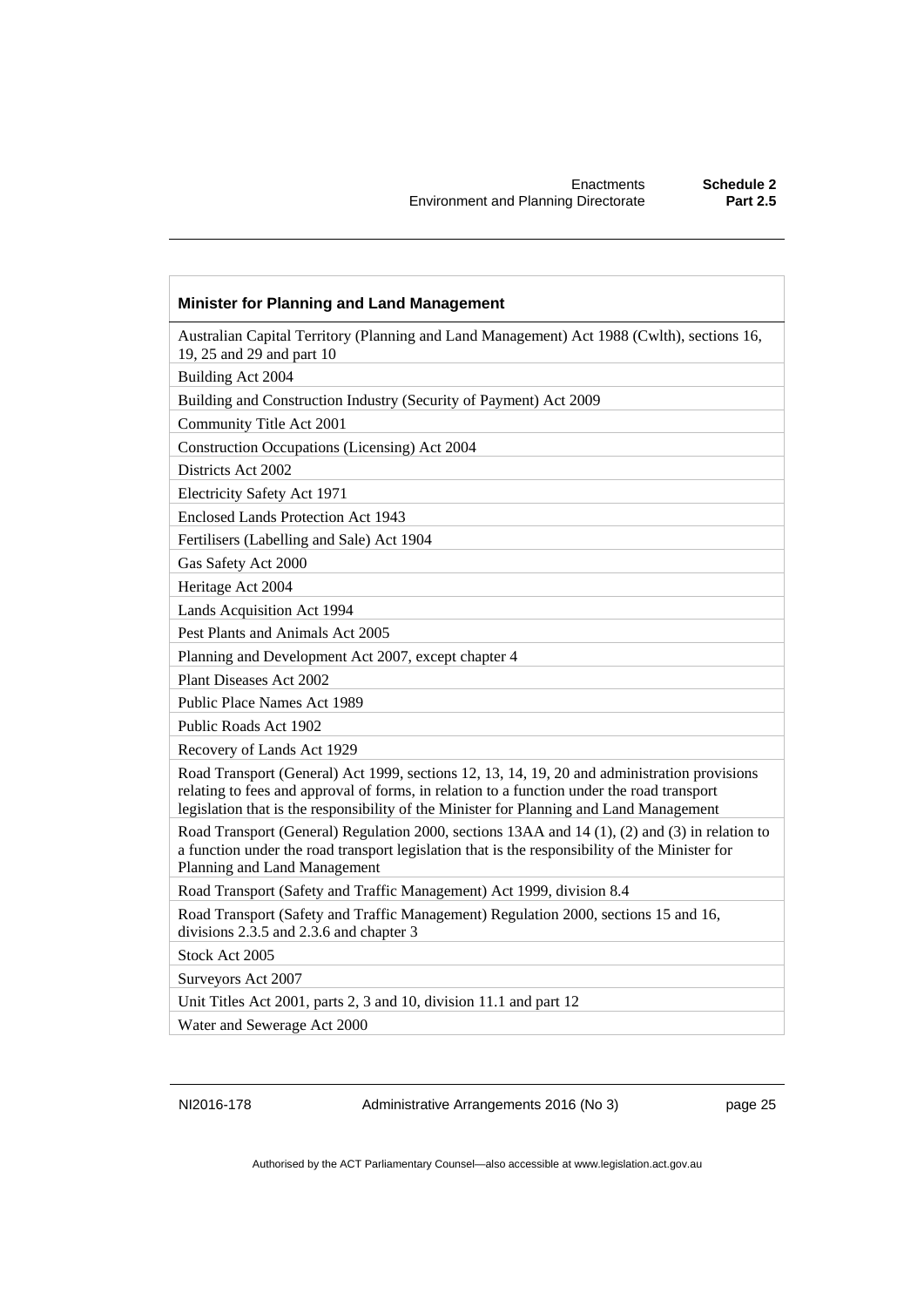| Minister for Planning and Land Management |
| --- |
| Australian Capital Territory (Planning and Land Management) Act 1988 (Cwlth), sections 16, 19, 25 and 29 and part 10 |
| Building Act 2004 |
| Building and Construction Industry (Security of Payment) Act 2009 |
| Community Title Act 2001 |
| Construction Occupations (Licensing) Act 2004 |
| Districts Act 2002 |
| Electricity Safety Act 1971 |
| Enclosed Lands Protection Act 1943 |
| Fertilisers (Labelling and Sale) Act 1904 |
| Gas Safety Act 2000 |
| Heritage Act 2004 |
| Lands Acquisition Act 1994 |
| Pest Plants and Animals Act 2005 |
| Planning and Development Act 2007, except chapter 4 |
| Plant Diseases Act 2002 |
| Public Place Names Act 1989 |
| Public Roads Act 1902 |
| Recovery of Lands Act 1929 |
| Road Transport (General) Act 1999, sections 12, 13, 14, 19, 20 and administration provisions relating to fees and approval of forms, in relation to a function under the road transport legislation that is the responsibility of the Minister for Planning and Land Management |
| Road Transport (General) Regulation 2000, sections 13AA and 14 (1), (2) and (3) in relation to a function under the road transport legislation that is the responsibility of the Minister for Planning and Land Management |
| Road Transport (Safety and Traffic Management) Act 1999, division 8.4 |
| Road Transport (Safety and Traffic Management) Regulation 2000, sections 15 and 16, divisions 2.3.5 and 2.3.6 and chapter 3 |
| Stock Act 2005 |
| Surveyors Act 2007 |
| Unit Titles Act 2001, parts 2, 3 and 10, division 11.1 and part 12 |
| Water and Sewerage Act 2000 |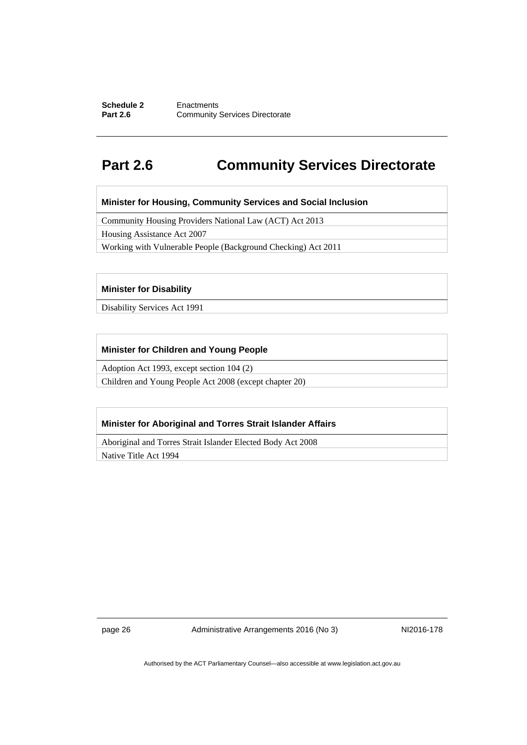## Part 2.6 Community Services Directorate

| Minister for Housing, Community Services and Social Inclusion |
|---|
| Community Housing Providers National Law (ACT) Act 2013 |
| Housing Assistance Act 2007 |
| Working with Vulnerable People (Background Checking) Act 2011 |

| Minister for Disability |
|---|
| Disability Services Act 1991 |

| Minister for Children and Young People |
|---|
| Adoption Act 1993, except section 104 (2) |
| Children and Young People Act 2008 (except chapter 20) |

| Minister for Aboriginal and Torres Strait Islander Affairs |
|---|
| Aboriginal and Torres Strait Islander Elected Body Act 2008 |
| Native Title Act 1994 |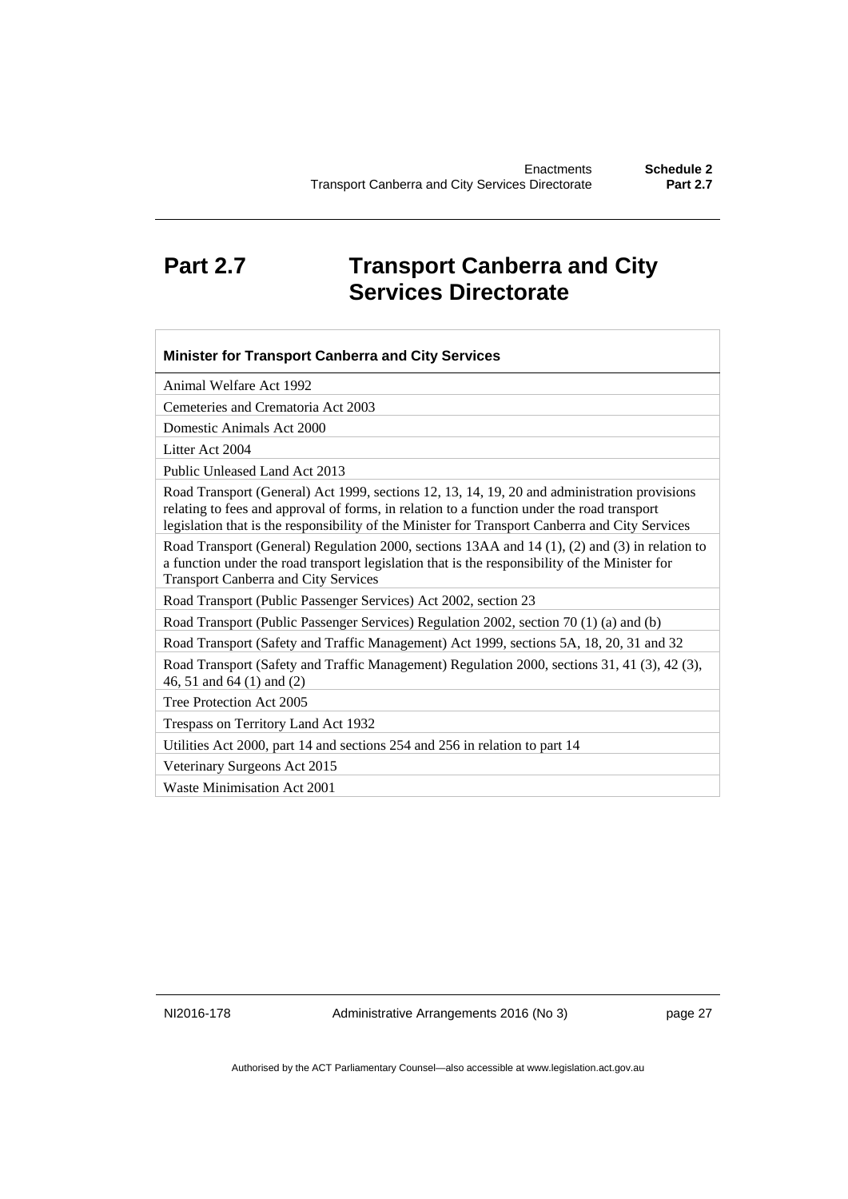# Part 2.7 Transport Canberra and City Services Directorate

| Minister for Transport Canberra and City Services |
| --- |
| Animal Welfare Act 1992 |
| Cemeteries and Crematoria Act 2003 |
| Domestic Animals Act 2000 |
| Litter Act 2004 |
| Public Unleased Land Act 2013 |
| Road Transport (General) Act 1999, sections 12, 13, 14, 19, 20 and administration provisions relating to fees and approval of forms, in relation to a function under the road transport legislation that is the responsibility of the Minister for Transport Canberra and City Services |
| Road Transport (General) Regulation 2000, sections 13AA and 14 (1), (2) and (3) in relation to a function under the road transport legislation that is the responsibility of the Minister for Transport Canberra and City Services |
| Road Transport (Public Passenger Services) Act 2002, section 23 |
| Road Transport (Public Passenger Services) Regulation 2002, section 70 (1) (a) and (b) |
| Road Transport (Safety and Traffic Management) Act 1999, sections 5A, 18, 20, 31 and 32 |
| Road Transport (Safety and Traffic Management) Regulation 2000, sections 31, 41 (3), 42 (3), 46, 51 and 64 (1) and (2) |
| Tree Protection Act 2005 |
| Trespass on Territory Land Act 1932 |
| Utilities Act 2000, part 14 and sections 254 and 256 in relation to part 14 |
| Veterinary Surgeons Act 2015 |
| Waste Minimisation Act 2001 |